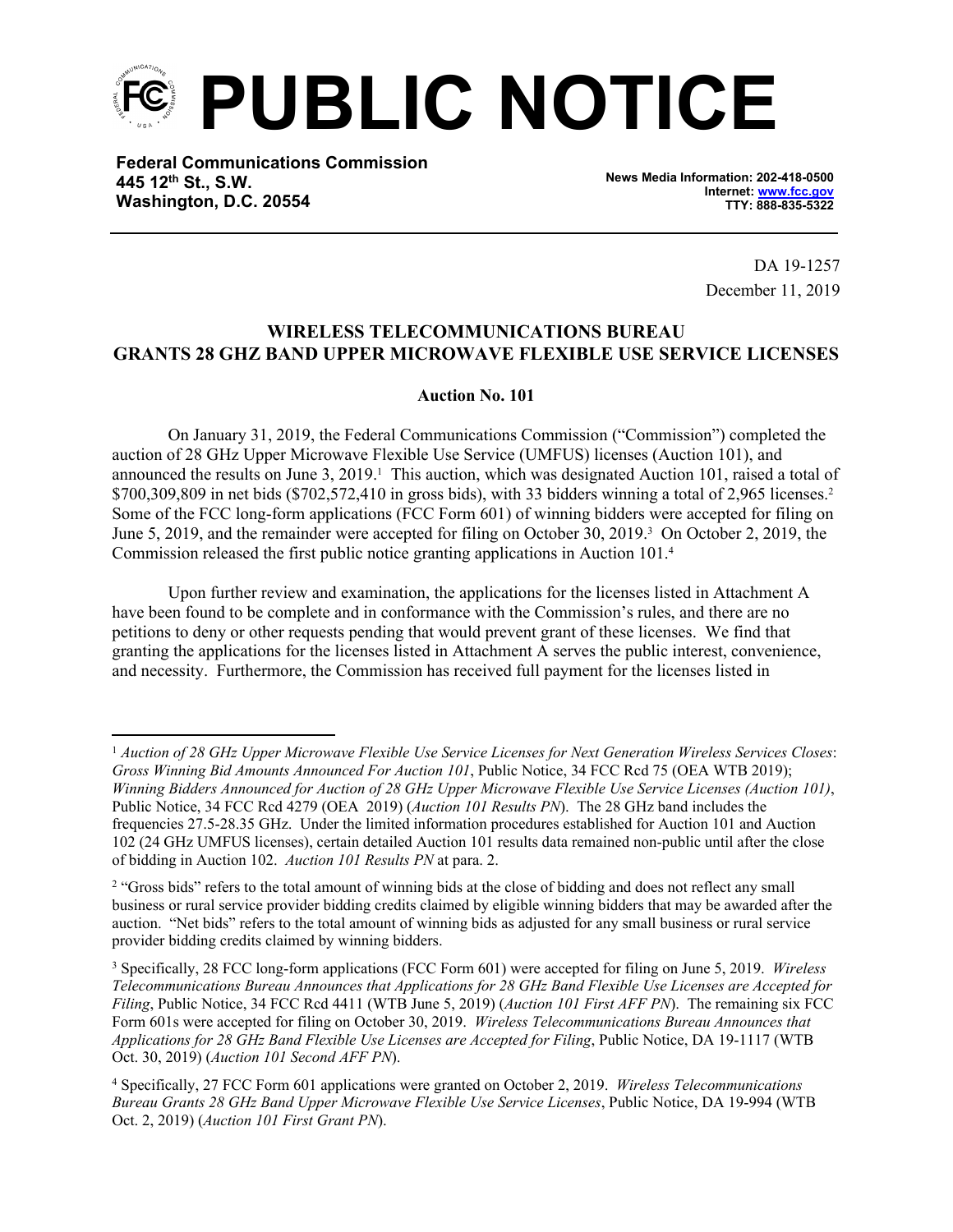# PUBLIC NOTICE

**Federal Communications Commission**
**445 12th St., S.W.**
**Washington, D.C. 20554**

**News Media Information: 202-418-0500**
**Internet: www.fcc.gov**
**TTY: 888-835-5322**

DA 19-1257
December 11, 2019

## WIRELESS TELECOMMUNICATIONS BUREAU GRANTS 28 GHZ BAND UPPER MICROWAVE FLEXIBLE USE SERVICE LICENSES

### Auction No. 101

On January 31, 2019, the Federal Communications Commission ("Commission") completed the auction of 28 GHz Upper Microwave Flexible Use Service (UMFUS) licenses (Auction 101), and announced the results on June 3, 2019.[1] This auction, which was designated Auction 101, raised a total of $700,309,809 in net bids ($702,572,410 in gross bids), with 33 bidders winning a total of 2,965 licenses.[2] Some of the FCC long-form applications (FCC Form 601) of winning bidders were accepted for filing on June 5, 2019, and the remainder were accepted for filing on October 30, 2019.[3] On October 2, 2019, the Commission released the first public notice granting applications in Auction 101.[4]

Upon further review and examination, the applications for the licenses listed in Attachment A have been found to be complete and in conformance with the Commission's rules, and there are no petitions to deny or other requests pending that would prevent grant of these licenses. We find that granting the applications for the licenses listed in Attachment A serves the public interest, convenience, and necessity. Furthermore, the Commission has received full payment for the licenses listed in

---

[1] *Auction of 28 GHz Upper Microwave Flexible Use Service Licenses for Next Generation Wireless Services Closes*: *Gross Winning Bid Amounts Announced For Auction 101*, Public Notice, 34 FCC Rcd 75 (OEA WTB 2019); *Winning Bidders Announced for Auction of 28 GHz Upper Microwave Flexible Use Service Licenses (Auction 101)*, Public Notice, 34 FCC Rcd 4279 (OEA 2019) (*Auction 101 Results PN*). The 28 GHz band includes the frequencies 27.5-28.35 GHz. Under the limited information procedures established for Auction 101 and Auction 102 (24 GHz UMFUS licenses), certain detailed Auction 101 results data remained non-public until after the close of bidding in Auction 102. *Auction 101 Results PN* at para. 2.

[2] "Gross bids" refers to the total amount of winning bids at the close of bidding and does not reflect any small business or rural service provider bidding credits claimed by eligible winning bidders that may be awarded after the auction. "Net bids" refers to the total amount of winning bids as adjusted for any small business or rural service provider bidding credits claimed by winning bidders.

[3] Specifically, 28 FCC long-form applications (FCC Form 601) were accepted for filing on June 5, 2019. *Wireless Telecommunications Bureau Announces that Applications for 28 GHz Band Flexible Use Licenses are Accepted for Filing*, Public Notice, 34 FCC Rcd 4411 (WTB June 5, 2019) (*Auction 101 First AFF PN*). The remaining six FCC Form 601s were accepted for filing on October 30, 2019. *Wireless Telecommunications Bureau Announces that Applications for 28 GHz Band Flexible Use Licenses are Accepted for Filing*, Public Notice, DA 19-1117 (WTB Oct. 30, 2019) (*Auction 101 Second AFF PN*).

[4] Specifically, 27 FCC Form 601 applications were granted on October 2, 2019. *Wireless Telecommunications Bureau Grants 28 GHz Band Upper Microwave Flexible Use Service Licenses*, Public Notice, DA 19-994 (WTB Oct. 2, 2019) (*Auction 101 First Grant PN*).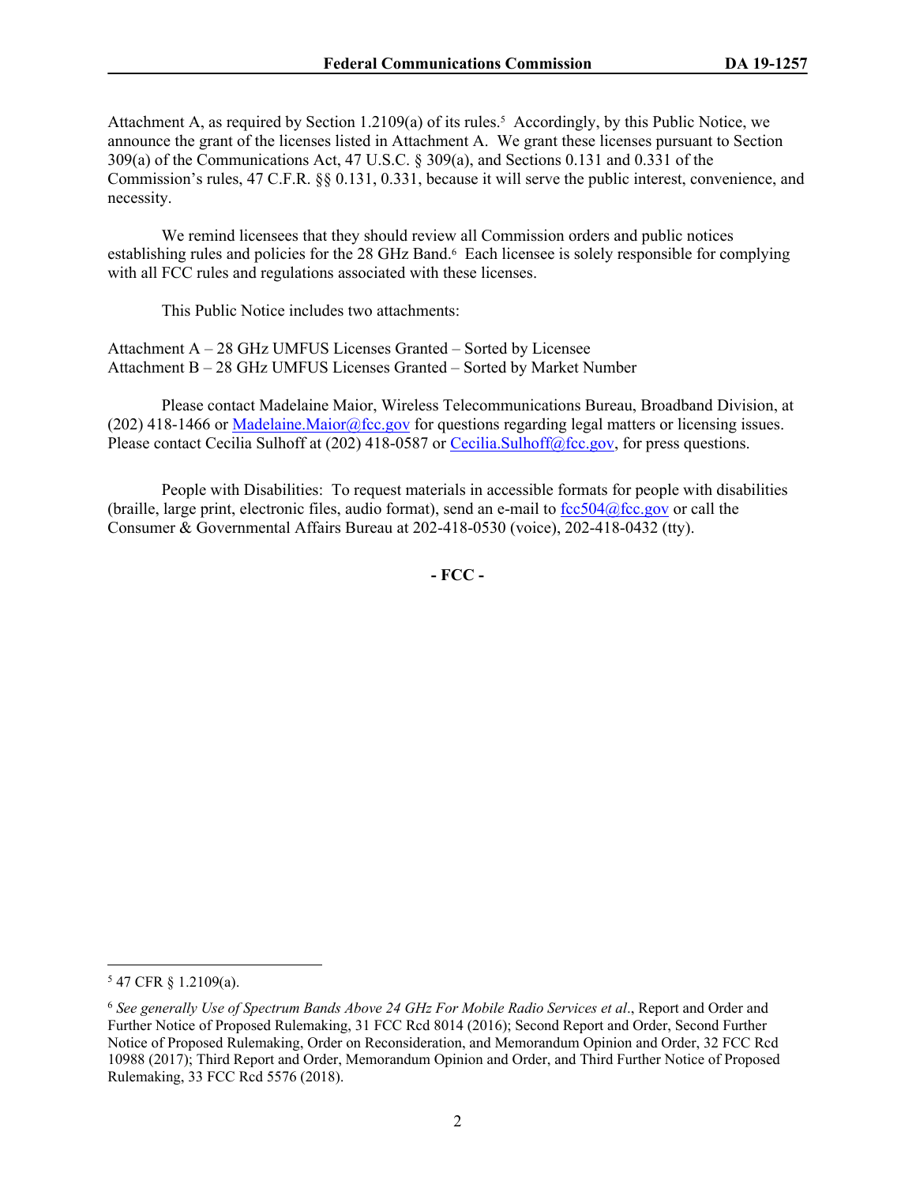Attachment A, as required by Section 1.2109(a) of its rules.[5] Accordingly, by this Public Notice, we announce the grant of the licenses listed in Attachment A. We grant these licenses pursuant to Section 309(a) of the Communications Act, 47 U.S.C. § 309(a), and Sections 0.131 and 0.331 of the Commission's rules, 47 C.F.R. §§ 0.131, 0.331, because it will serve the public interest, convenience, and necessity.

We remind licensees that they should review all Commission orders and public notices establishing rules and policies for the 28 GHz Band.[6] Each licensee is solely responsible for complying with all FCC rules and regulations associated with these licenses.

This Public Notice includes two attachments:

Attachment A – 28 GHz UMFUS Licenses Granted – Sorted by Licensee
Attachment B – 28 GHz UMFUS Licenses Granted – Sorted by Market Number

Please contact Madelaine Maior, Wireless Telecommunications Bureau, Broadband Division, at (202) 418-1466 or Madelaine.Maior@fcc.gov for questions regarding legal matters or licensing issues. Please contact Cecilia Sulhoff at (202) 418-0587 or Cecilia.Sulhoff@fcc.gov, for press questions.

People with Disabilities: To request materials in accessible formats for people with disabilities (braille, large print, electronic files, audio format), send an e-mail to fcc504@fcc.gov or call the Consumer & Governmental Affairs Bureau at 202-418-0530 (voice), 202-418-0432 (tty).

**- FCC -**

---

[5] 47 CFR § 1.2109(a).

[6] *See generally Use of Spectrum Bands Above 24 GHz For Mobile Radio Services et al*., Report and Order and Further Notice of Proposed Rulemaking, 31 FCC Rcd 8014 (2016); Second Report and Order, Second Further Notice of Proposed Rulemaking, Order on Reconsideration, and Memorandum Opinion and Order, 32 FCC Rcd 10988 (2017); Third Report and Order, Memorandum Opinion and Order, and Third Further Notice of Proposed Rulemaking, 33 FCC Rcd 5576 (2018).